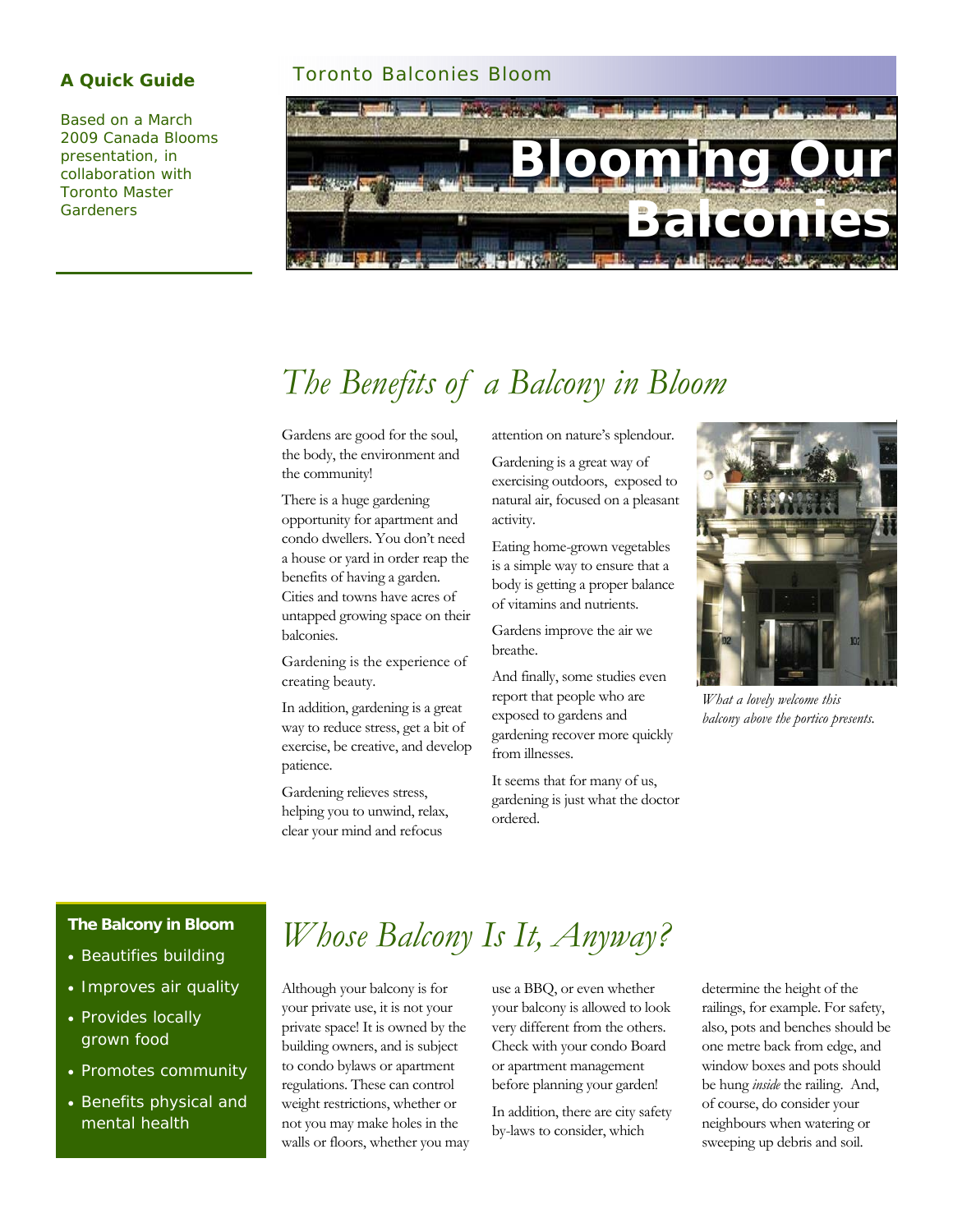**A Quick Guide**

Based on a March 2009 Canada Blooms presentation, in collaboration with Toronto Master Gardeners

Toronto Balconies Bloom

# Blooming Our Balconies

## The Benefits of a Balcony in Bloom

Gardens are good for the soul, the body, the environment and the community!

There is a huge gardening opportunity for apartment and condo dwellers. You don't need a house or yard in order reap the benefits of having a garden. Cities and towns have acres of untapped growing space on their balconies.

Gardening is the experience of creating beauty.

In addition, gardening is a great way to reduce stress, get a bit of exercise, be creative, and develop patience.

Gardening relieves stress, helping you to unwind, relax, clear your mind and refocus attention on nature's splendour.

Gardening is a great way of exercising outdoors, exposed to natural air, focused on a pleasant activity.

Eating home-grown vegetables is a simple way to ensure that a body is getting a proper balance of vitamins and nutrients.

Gardens improve the air we breathe.

And finally, some studies even report that people who are exposed to gardens and gardening recover more quickly from illnesses.

It seems that for many of us, gardening is just what the doctor ordered.

*What a lovely welcome this balcony above the portico presents.*

**The Balcony in Bloom**

- Beautifies building
- Improves air quality
- Provides locally grown food
- Promotes community
- Benefits physical and mental health

## Whose Balcony Is It, Anyway?

Although your balcony is for your private use, it is not your private space! It is owned by the building owners, and is subject to condo bylaws or apartment regulations. These can control weight restrictions, whether or not you may make holes in the walls or floors, whether you may use a BBQ, or even whether your balcony is allowed to look very different from the others. Check with your condo Board or apartment management before planning your garden!

In addition, there are city safety by-laws to consider, which determine the height of the railings, for example. For safety, also, pots and benches should be one metre back from edge, and window boxes and pots should be hung *inside* the railing. And, of course, do consider your neighbours when watering or sweeping up debris and soil.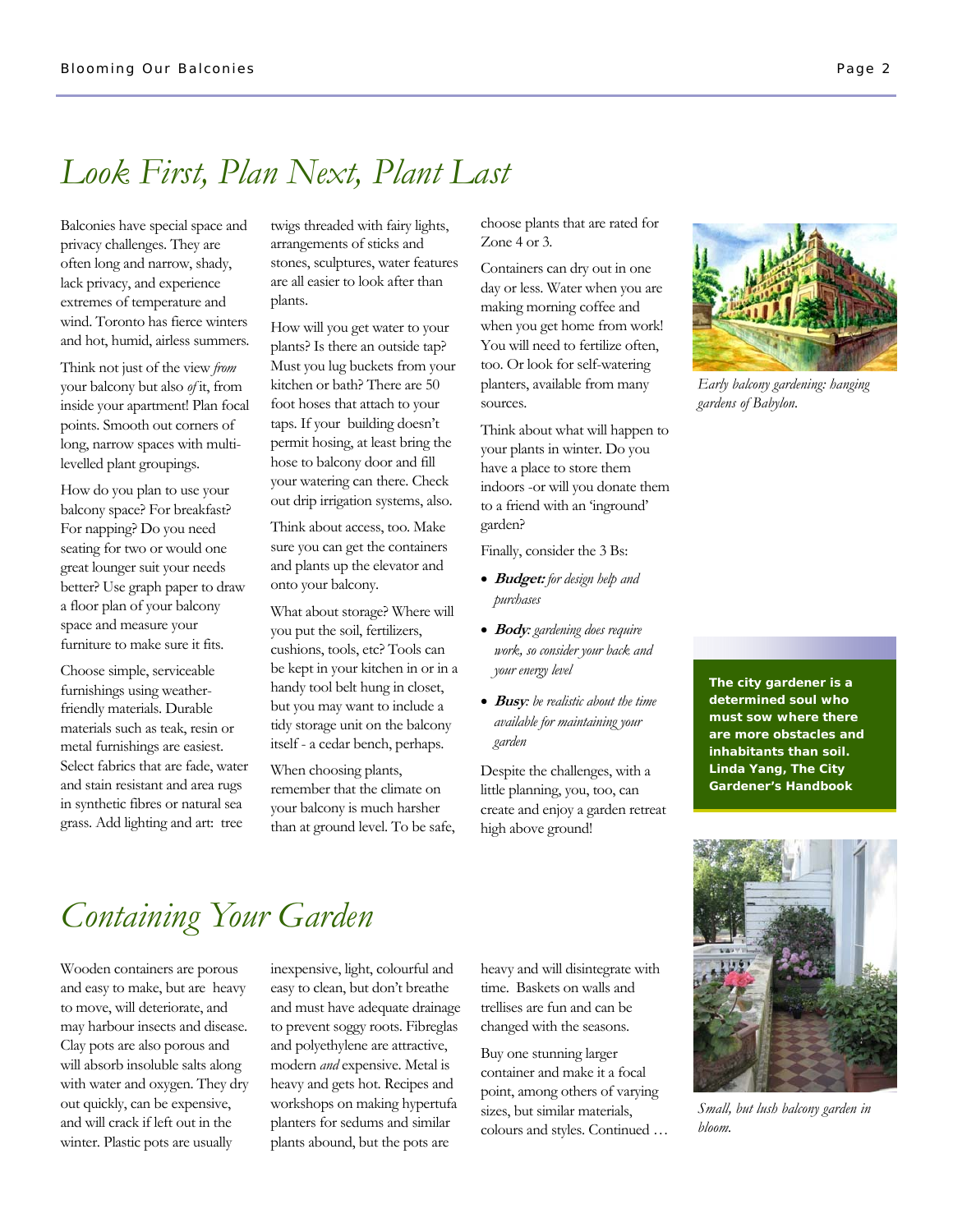# Look First, Plan Next, Plant Last

Balconies have special space and privacy challenges. They are often long and narrow, shady, lack privacy, and experience extremes of temperature and wind. Toronto has fierce winters and hot, humid, airless summers.

Think not just of the view *from* your balcony but also *of* it, from inside your apartment! Plan focal points. Smooth out corners of long, narrow spaces with multi-levelled plant groupings.

How do you plan to use your balcony space? For breakfast? For napping? Do you need seating for two or would one great lounger suit your needs better? Use graph paper to draw a floor plan of your balcony space and measure your furniture to make sure it fits.

Choose simple, serviceable furnishings using weather-friendly materials. Durable materials such as teak, resin or metal furnishings are easiest. Select fabrics that are fade, water and stain resistant and area rugs in synthetic fibres or natural sea grass. Add lighting and art: tree twigs threaded with fairy lights, arrangements of sticks and stones, sculptures, water features are all easier to look after than plants.

How will you get water to your plants? Is there an outside tap? Must you lug buckets from your kitchen or bath? There are 50 foot hoses that attach to your taps. If your building doesn't permit hosing, at least bring the hose to balcony door and fill your watering can there. Check out drip irrigation systems, also.

Think about access, too. Make sure you can get the containers and plants up the elevator and onto your balcony.

What about storage? Where will you put the soil, fertilizers, cushions, tools, etc? Tools can be kept in your kitchen in or in a handy tool belt hung in closet, but you may want to include a tidy storage unit on the balcony itself - a cedar bench, perhaps.

When choosing plants, remember that the climate on your balcony is much harsher than at ground level. To be safe, choose plants that are rated for Zone 4 or 3.

Containers can dry out in one day or less. Water when you are making morning coffee and when you get home from work! You will need to fertilize often, too. Or look for self-watering planters, available from many sources.

Think about what will happen to your plants in winter. Do you have a place to store them indoors -or will you donate them to a friend with an 'inground' garden?

Finally, consider the 3 Bs:

- ***Budget:*** *for design help and purchases*
- ***Body****: gardening does require work, so consider your back and your energy level*
- ***Busy****: be realistic about the time available for maintaining your garden*

Despite the challenges, with a little planning, you, too, can create and enjoy a garden retreat high above ground!

*Early balcony gardening: hanging gardens of Babylon.*

**The city gardener is a determined soul who must sow where there are more obstacles and inhabitants than soil. Linda Yang, The City Gardener's Handbook**

# Containing Your Garden

Wooden containers are porous and easy to make, but are heavy to move, will deteriorate, and may harbour insects and disease. Clay pots are also porous and will absorb insoluble salts along with water and oxygen. They dry out quickly, can be expensive, and will crack if left out in the winter. Plastic pots are usually inexpensive, light, colourful and easy to clean, but don't breathe and must have adequate drainage to prevent soggy roots. Fibreglas and polyethylene are attractive, modern *and* expensive. Metal is heavy and gets hot. Recipes and workshops on making hypertufa planters for sedums and similar plants abound, but the pots are heavy and will disintegrate with time. Baskets on walls and trellises are fun and can be changed with the seasons.

Buy one stunning larger container and make it a focal point, among others of varying sizes, but similar materials, colours and styles. Continued …

*Small, but lush balcony garden in bloom.*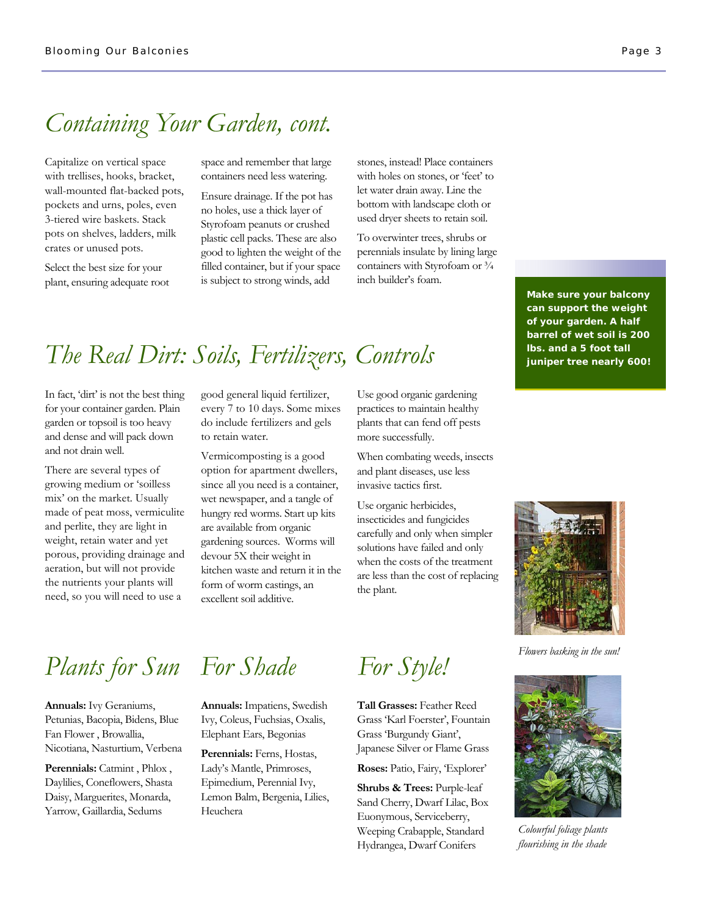# Containing Your Garden, cont.

Capitalize on vertical space with trellises, hooks, bracket, wall-mounted flat-backed pots, pockets and urns, poles, even 3-tiered wire baskets. Stack pots on shelves, ladders, milk crates or unused pots.

Select the best size for your plant, ensuring adequate root space and remember that large containers need less watering.

Ensure drainage. If the pot has no holes, use a thick layer of Styrofoam peanuts or crushed plastic cell packs. These are also good to lighten the weight of the filled container, but if your space is subject to strong winds, add stones, instead! Place containers with holes on stones, or 'feet' to let water drain away. Line the bottom with landscape cloth or used dryer sheets to retain soil.

To overwinter trees, shrubs or perennials insulate by lining large containers with Styrofoam or ¾ inch builder's foam.

**Make sure your balcony can support the weight of your garden. A half barrel of wet soil is 200 lbs. and a 5 foot tall juniper tree nearly 600!**

# The Real Dirt: Soils, Fertilizers, Controls

In fact, 'dirt' is not the best thing for your container garden. Plain garden or topsoil is too heavy and dense and will pack down and not drain well.

There are several types of growing medium or 'soilless mix' on the market. Usually made of peat moss, vermiculite and perlite, they are light in weight, retain water and yet porous, providing drainage and aeration, but will not provide the nutrients your plants will need, so you will need to use a good general liquid fertilizer, every 7 to 10 days. Some mixes do include fertilizers and gels to retain water.

Vermicomposting is a good option for apartment dwellers, since all you need is a container, wet newspaper, and a tangle of hungry red worms. Start up kits are available from organic gardening sources. Worms will devour 5X their weight in kitchen waste and return it in the form of worm castings, an excellent soil additive.

Use good organic gardening practices to maintain healthy plants that can fend off pests more successfully.

When combating weeds, insects and plant diseases, use less invasive tactics first.

Use organic herbicides, insecticides and fungicides carefully and only when simpler solutions have failed and only when the costs of the treatment are less than the cost of replacing the plant.

*Flowers basking in the sun!*

# Plants for Sun

**Annuals:** Ivy Geraniums, Petunias, Bacopia, Bidens, Blue Fan Flower , Browallia, Nicotiana, Nasturtium, Verbena

**Perennials:** Catmint , Phlox , Daylilies, Coneflowers, Shasta Daisy, Marguerites, Monarda, Yarrow, Gaillardia, Sedums

# For Shade

**Annuals:** Impatiens, Swedish Ivy, Coleus, Fuchsias, Oxalis, Elephant Ears, Begonias

**Perennials:** Ferns, Hostas, Lady's Mantle, Primroses, Epimedium, Perennial Ivy, Lemon Balm, Bergenia, Lilies, Heuchera

# For Style!

**Tall Grasses:** Feather Reed Grass 'Karl Foerster', Fountain Grass 'Burgundy Giant', Japanese Silver or Flame Grass

**Roses:** Patio, Fairy, 'Explorer'

**Shrubs & Trees:** Purple-leaf Sand Cherry, Dwarf Lilac, Box Euonymous, Serviceberry, Weeping Crabapple, Standard Hydrangea, Dwarf Conifers

*Colourful foliage plants flourishing in the shade*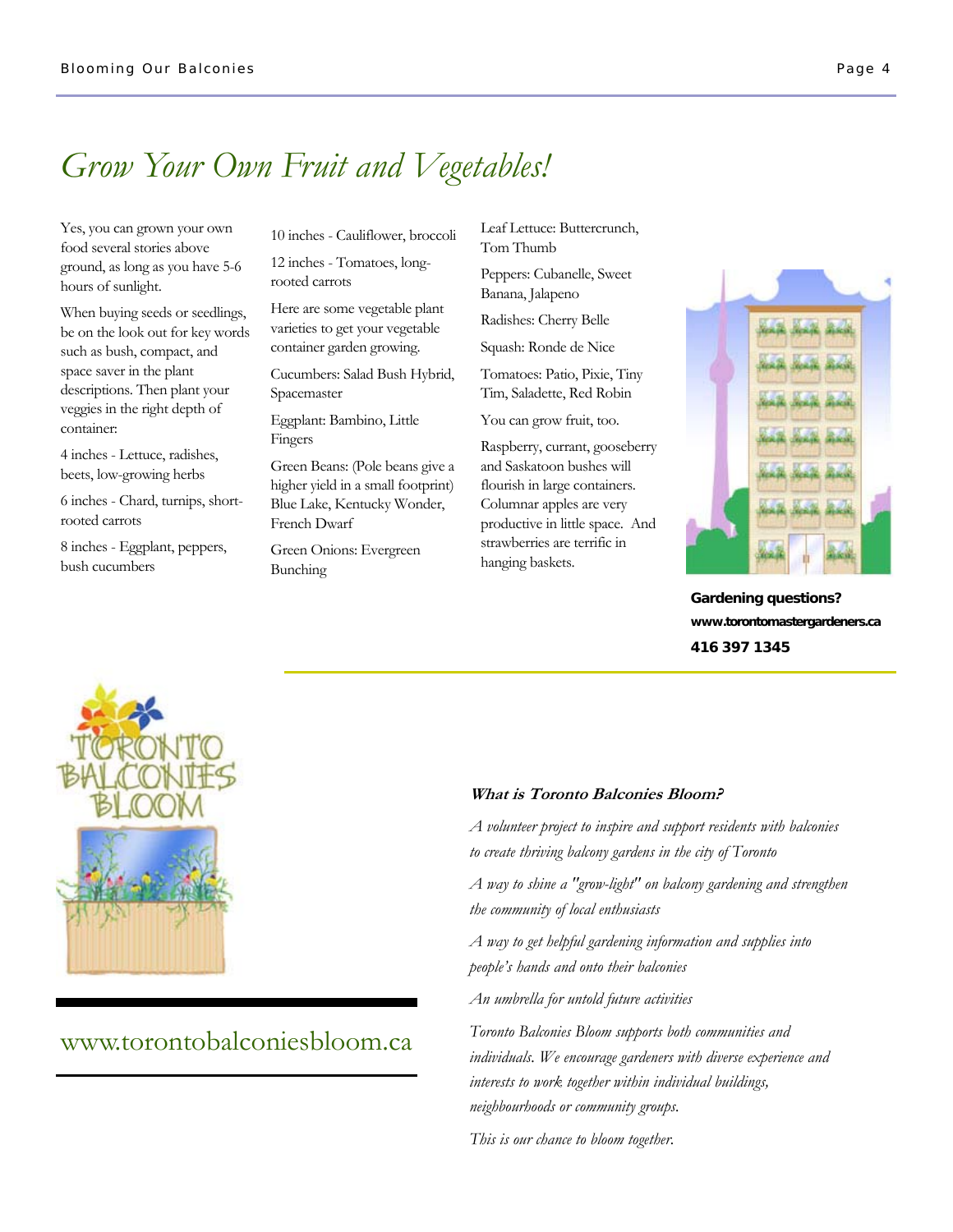# Grow Your Own Fruit and Vegetables!

Yes, you can grown your own food several stories above ground, as long as you have 5-6 hours of sunlight.

When buying seeds or seedlings, be on the look out for key words such as bush, compact, and space saver in the plant descriptions. Then plant your veggies in the right depth of container:

4 inches - Lettuce, radishes, beets, low-growing herbs

6 inches - Chard, turnips, short-rooted carrots

8 inches - Eggplant, peppers, bush cucumbers

10 inches - Cauliflower, broccoli

12 inches - Tomatoes, long-rooted carrots

Here are some vegetable plant varieties to get your vegetable container garden growing.

Cucumbers: Salad Bush Hybrid, Spacemaster

Eggplant: Bambino, Little Fingers

Green Beans: (Pole beans give a higher yield in a small footprint) Blue Lake, Kentucky Wonder, French Dwarf

Green Onions: Evergreen Bunching

Leaf Lettuce: Buttercrunch, Tom Thumb

Peppers: Cubanelle, Sweet Banana, Jalapeno

Radishes: Cherry Belle

Squash: Ronde de Nice

Tomatoes: Patio, Pixie, Tiny Tim, Saladette, Red Robin

You can grow fruit, too.

Raspberry, currant, gooseberry and Saskatoon bushes will flourish in large containers. Columnar apples are very productive in little space. And strawberries are terrific in hanging baskets.

**Gardening questions?**
**www.torontomastergardeners.ca**
**416 397 1345**

www.torontobalconiesbloom.ca

***What is Toronto Balconies Bloom?***

*A volunteer project to inspire and support residents with balconies to create thriving balcony gardens in the city of Toronto*

*A way to shine a "grow-light" on balcony gardening and strengthen the community of local enthusiasts*

*A way to get helpful gardening information and supplies into people's hands and onto their balconies*

*An umbrella for untold future activities*

*Toronto Balconies Bloom supports both communities and individuals. We encourage gardeners with diverse experience and interests to work together within individual buildings, neighbourhoods or community groups.*

*This is our chance to bloom together.*